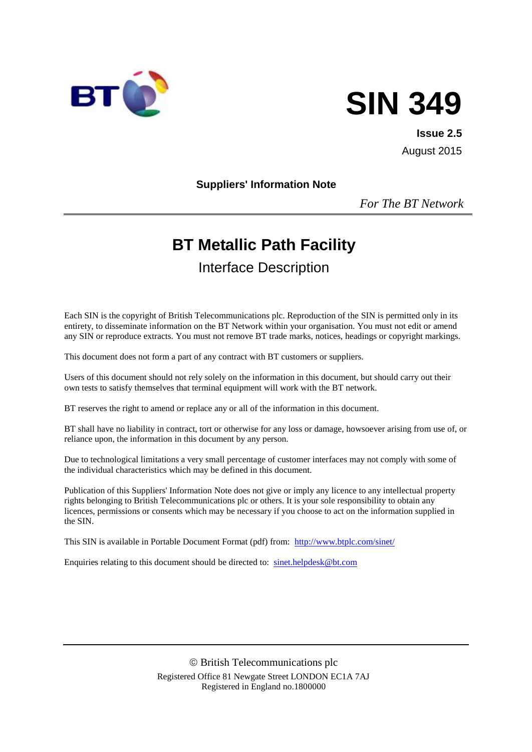# SIN 349

**Issue 2.5**

August 2015

**Suppliers' Information Note**

*For The BT Network*

---

# BT Metallic Path Facility

## Interface Description

Each SIN is the copyright of British Telecommunications plc. Reproduction of the SIN is permitted only in its entirety, to disseminate information on the BT Network within your organisation. You must not edit or amend any SIN or reproduce extracts. You must not remove BT trade marks, notices, headings or copyright markings.

This document does not form a part of any contract with BT customers or suppliers.

Users of this document should not rely solely on the information in this document, but should carry out their own tests to satisfy themselves that terminal equipment will work with the BT network.

BT reserves the right to amend or replace any or all of the information in this document.

BT shall have no liability in contract, tort or otherwise for any loss or damage, howsoever arising from use of, or reliance upon, the information in this document by any person.

Due to technological limitations a very small percentage of customer interfaces may not comply with some of the individual characteristics which may be defined in this document.

Publication of this Suppliers' Information Note does not give or imply any licence to any intellectual property rights belonging to British Telecommunications plc or others. It is your sole responsibility to obtain any licences, permissions or consents which may be necessary if you choose to act on the information supplied in the SIN.

This SIN is available in Portable Document Format (pdf) from: http://www.btplc.com/sinet/

Enquiries relating to this document should be directed to: sinet.helpdesk@bt.com

---

© British Telecommunications plc
Registered Office 81 Newgate Street LONDON EC1A 7AJ
Registered in England no.1800000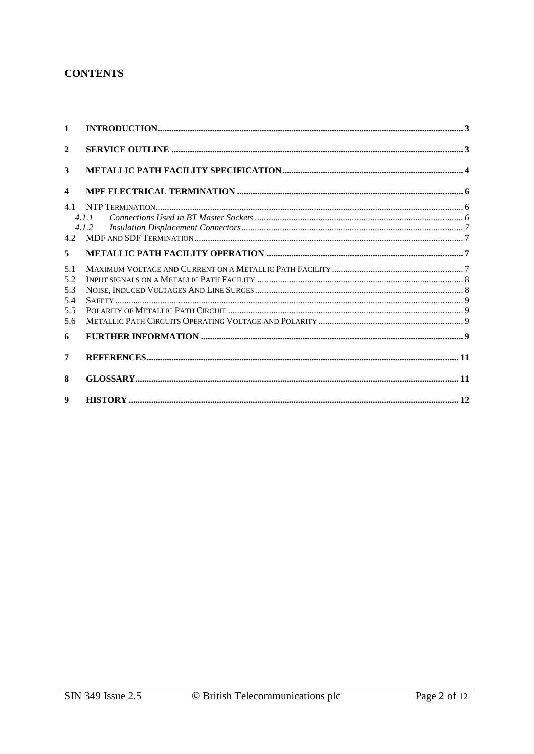## CONTENTS

1 INTRODUCTION ..... 3

2 SERVICE OUTLINE ..... 3

3 METALLIC PATH FACILITY SPECIFICATION ..... 4

4 MPF ELECTRICAL TERMINATION ..... 6

4.1 NTP TERMINATION ..... 6

*4.1.1 Connections Used in BT Master Sockets ..... 6*

*4.1.2 Insulation Displacement Connectors ..... 7*

4.2 MDF AND SDF TERMINATION ..... 7

5 METALLIC PATH FACILITY OPERATION ..... 7

5.1 MAXIMUM VOLTAGE AND CURRENT ON A METALLIC PATH FACILITY ..... 7

5.2 INPUT SIGNALS ON A METALLIC PATH FACILITY ..... 8

5.3 NOISE, INDUCED VOLTAGES AND LINE SURGES ..... 8

5.4 SAFETY ..... 9

5.5 POLARITY OF METALLIC PATH CIRCUIT ..... 9

5.6 METALLIC PATH CIRCUITS OPERATING VOLTAGE AND POLARITY ..... 9

6 FURTHER INFORMATION ..... 9

7 REFERENCES ..... 11

8 GLOSSARY ..... 11

9 HISTORY ..... 12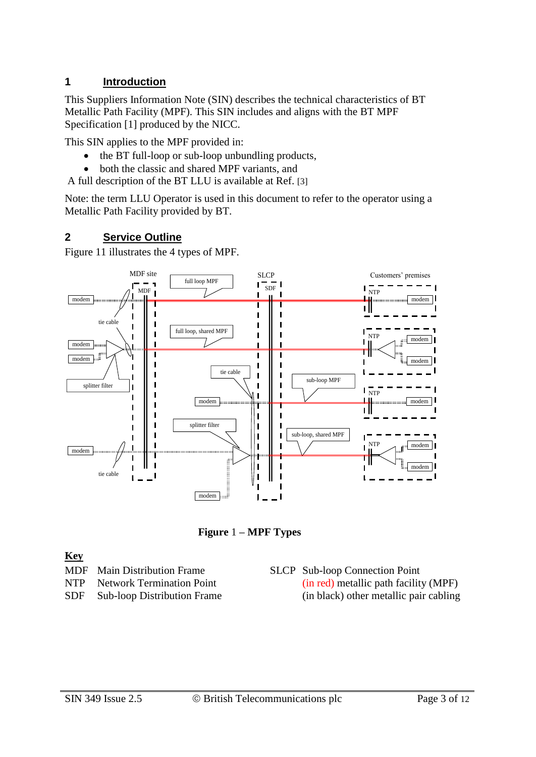## 1 Introduction

This Suppliers Information Note (SIN) describes the technical characteristics of BT Metallic Path Facility (MPF). This SIN includes and aligns with the BT MPF Specification [1] produced by the NICC.

This SIN applies to the MPF provided in:

- the BT full-loop or sub-loop unbundling products,
- both the classic and shared MPF variants, and

A full description of the BT LLU is available at Ref. [3]

Note: the term LLU Operator is used in this document to refer to the operator using a Metallic Path Facility provided by BT.

## 2 Service Outline

Figure 11 illustrates the 4 types of MPF.

**Figure 1 – MPF Types**

**Key**

| | | | |
|---|---|---|---|
| MDF | Main Distribution Frame | SLCP | Sub-loop Connection Point |
| NTP | Network Termination Point | | (in red) metallic path facility (MPF) |
| SDF | Sub-loop Distribution Frame | | (in black) other metallic pair cabling |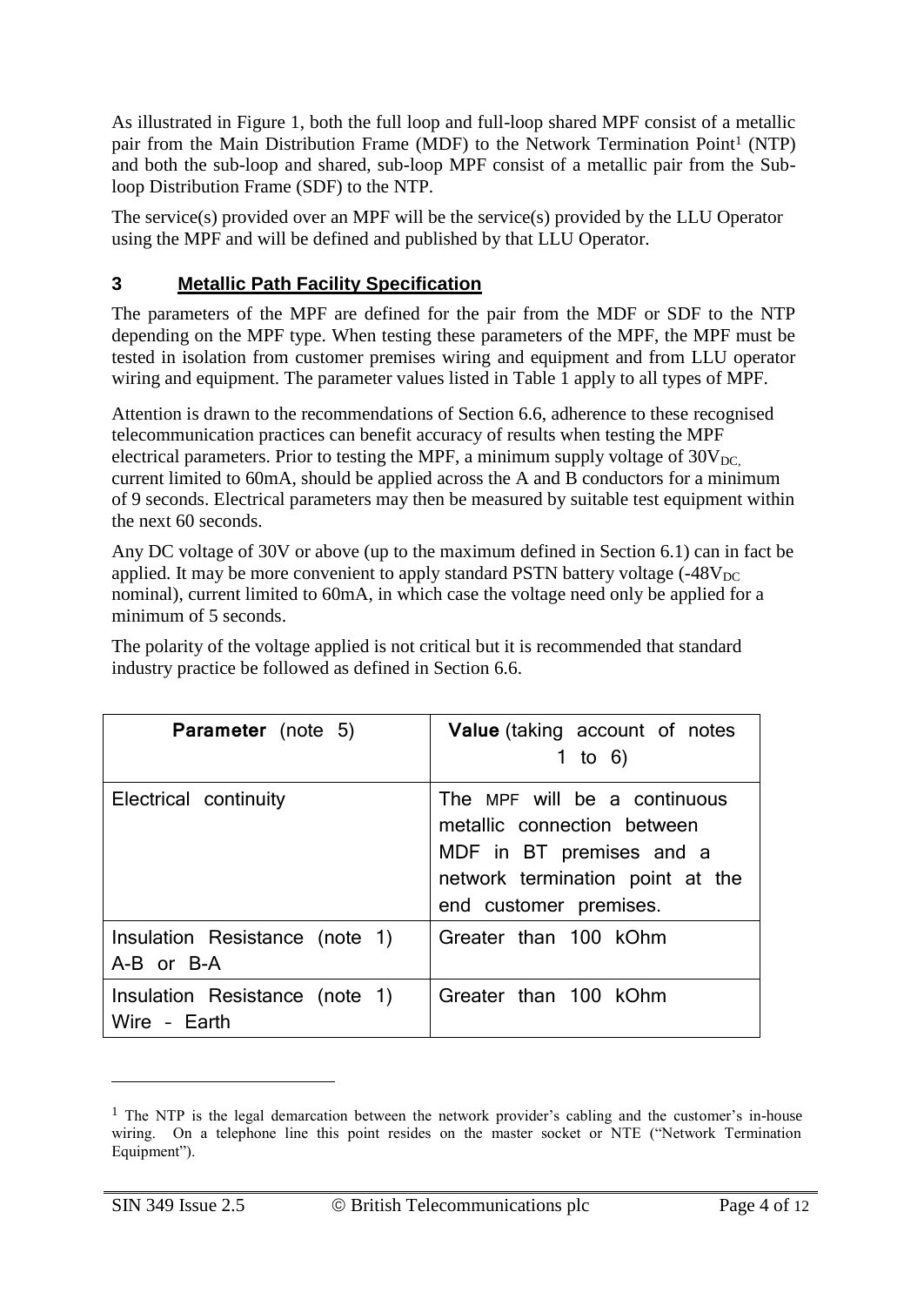As illustrated in Figure 1, both the full loop and full-loop shared MPF consist of a metallic pair from the Main Distribution Frame (MDF) to the Network Termination Point[1] (NTP) and both the sub-loop and shared, sub-loop MPF consist of a metallic pair from the Sub-loop Distribution Frame (SDF) to the NTP.

The service(s) provided over an MPF will be the service(s) provided by the LLU Operator using the MPF and will be defined and published by that LLU Operator.

## 3 Metallic Path Facility Specification

The parameters of the MPF are defined for the pair from the MDF or SDF to the NTP depending on the MPF type. When testing these parameters of the MPF, the MPF must be tested in isolation from customer premises wiring and equipment and from LLU operator wiring and equipment. The parameter values listed in Table 1 apply to all types of MPF.

Attention is drawn to the recommendations of Section 6.6, adherence to these recognised telecommunication practices can benefit accuracy of results when testing the MPF electrical parameters. Prior to testing the MPF, a minimum supply voltage of $30V_{DC}$, current limited to 60mA, should be applied across the A and B conductors for a minimum of 9 seconds. Electrical parameters may then be measured by suitable test equipment within the next 60 seconds.

Any DC voltage of 30V or above (up to the maximum defined in Section 6.1) can in fact be applied. It may be more convenient to apply standard PSTN battery voltage ($-48V_{DC}$ nominal), current limited to 60mA, in which case the voltage need only be applied for a minimum of 5 seconds.

The polarity of the voltage applied is not critical but it is recommended that standard industry practice be followed as defined in Section 6.6.

| **Parameter** (note 5) | **Value** (taking account of notes 1 to 6) |
|---|---|
| Electrical continuity | The MPF will be a continuous metallic connection between MDF in BT premises and a network termination point at the end customer premises. |
| Insulation Resistance (note 1) A-B or B-A | Greater than 100 kOhm |
| Insulation Resistance (note 1) Wire – Earth | Greater than 100 kOhm |

[1] The NTP is the legal demarcation between the network provider's cabling and the customer's in-house wiring. On a telephone line this point resides on the master socket or NTE ("Network Termination Equipment").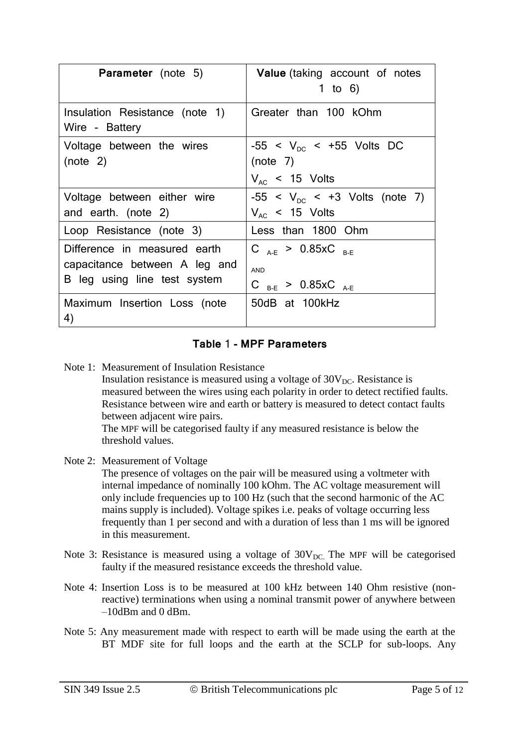| **Parameter** (note 5) | **Value** (taking account of notes 1 to 6) |
|---|---|
| Insulation Resistance (note 1) Wire - Battery | Greater than 100 kOhm |
| Voltage between the wires (note 2) | $-55 < V_{DC} < +55$ Volts DC (note 7) $V_{AC} < 15$ Volts |
| Voltage between either wire and earth. (note 2) | $-55 < V_{DC} < +3$ Volts (note 7) $V_{AC} < 15$ Volts |
| Loop Resistance (note 3) | Less than 1800 Ohm |
| Difference in measured earth capacitance between A leg and B leg using line test system | $C_{A\text{-}E} > 0.85 \times C_{B\text{-}E}$ AND $C_{B\text{-}E} > 0.85 \times C_{A\text{-}E}$ |
| Maximum Insertion Loss (note 4) | 50dB at 100kHz |

**Table 1 - MPF Parameters**

Note 1: Measurement of Insulation Resistance
Insulation resistance is measured using a voltage of $30V_{DC}$. Resistance is measured between the wires using each polarity in order to detect rectified faults. Resistance between wire and earth or battery is measured to detect contact faults between adjacent wire pairs.
The MPF will be categorised faulty if any measured resistance is below the threshold values.

Note 2: Measurement of Voltage
The presence of voltages on the pair will be measured using a voltmeter with internal impedance of nominally 100 kOhm. The AC voltage measurement will only include frequencies up to 100 Hz (such that the second harmonic of the AC mains supply is included). Voltage spikes i.e. peaks of voltage occurring less frequently than 1 per second and with a duration of less than 1 ms will be ignored in this measurement.

Note 3: Resistance is measured using a voltage of $30V_{DC.}$ The MPF will be categorised faulty if the measured resistance exceeds the threshold value.

Note 4: Insertion Loss is to be measured at 100 kHz between 140 Ohm resistive (non-reactive) terminations when using a nominal transmit power of anywhere between –10dBm and 0 dBm.

Note 5: Any measurement made with respect to earth will be made using the earth at the BT MDF site for full loops and the earth at the SCLP for sub-loops. Any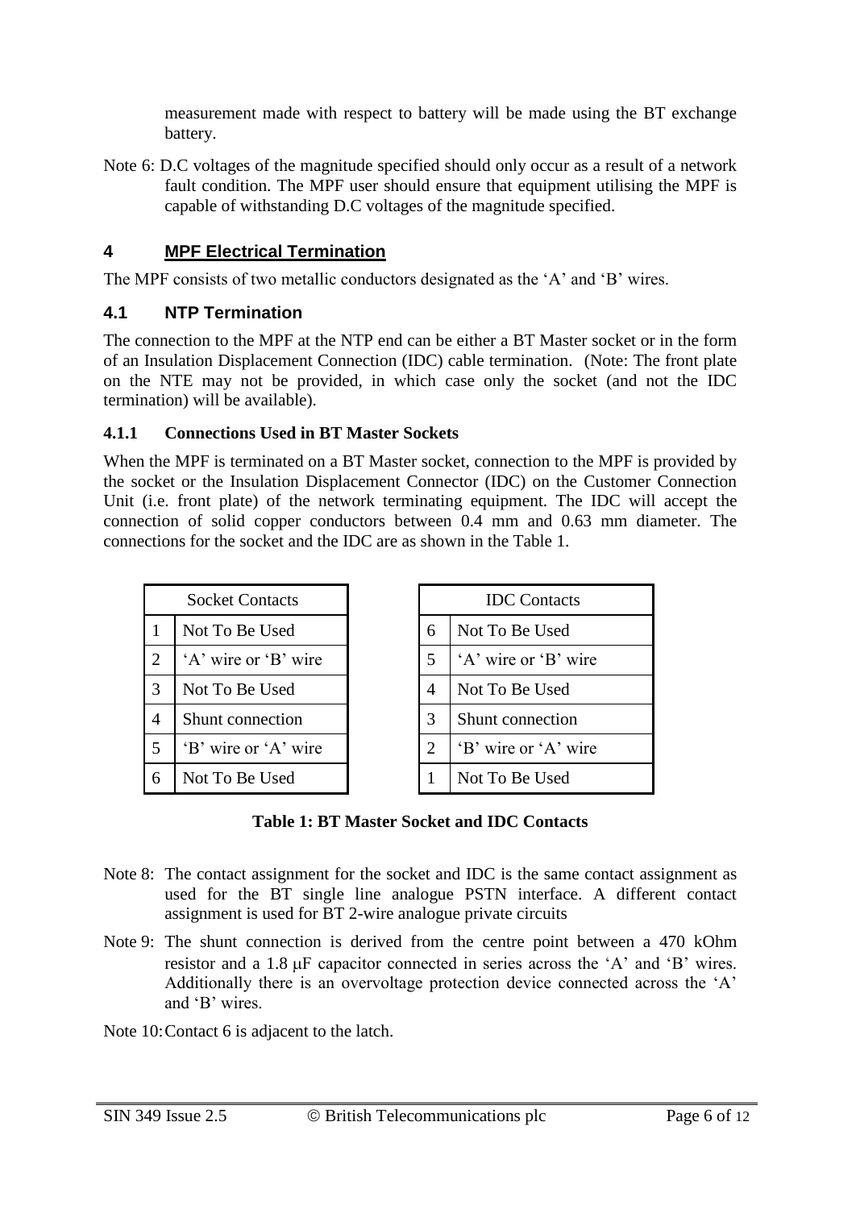measurement made with respect to battery will be made using the BT exchange battery.

Note 6: D.C voltages of the magnitude specified should only occur as a result of a network fault condition. The MPF user should ensure that equipment utilising the MPF is capable of withstanding D.C voltages of the magnitude specified.

## 4 MPF Electrical Termination

The MPF consists of two metallic conductors designated as the 'A' and 'B' wires.

### 4.1 NTP Termination

The connection to the MPF at the NTP end can be either a BT Master socket or in the form of an Insulation Displacement Connection (IDC) cable termination. (Note: The front plate on the NTE may not be provided, in which case only the socket (and not the IDC termination) will be available).

#### 4.1.1 Connections Used in BT Master Sockets

When the MPF is terminated on a BT Master socket, connection to the MPF is provided by the socket or the Insulation Displacement Connector (IDC) on the Customer Connection Unit (i.e. front plate) of the network terminating equipment. The IDC will accept the connection of solid copper conductors between 0.4 mm and 0.63 mm diameter. The connections for the socket and the IDC are as shown in the Table 1.

| Socket Contacts | |
|---|---|
| 1 | Not To Be Used |
| 2 | 'A' wire or 'B' wire |
| 3 | Not To Be Used |
| 4 | Shunt connection |
| 5 | 'B' wire or 'A' wire |
| 6 | Not To Be Used |

| IDC Contacts | |
|---|---|
| 6 | Not To Be Used |
| 5 | 'A' wire or 'B' wire |
| 4 | Not To Be Used |
| 3 | Shunt connection |
| 2 | 'B' wire or 'A' wire |
| 1 | Not To Be Used |

**Table 1: BT Master Socket and IDC Contacts**

Note 8: The contact assignment for the socket and IDC is the same contact assignment as used for the BT single line analogue PSTN interface. A different contact assignment is used for BT 2-wire analogue private circuits

Note 9: The shunt connection is derived from the centre point between a 470 kOhm resistor and a 1.8 μF capacitor connected in series across the 'A' and 'B' wires. Additionally there is an overvoltage protection device connected across the 'A' and 'B' wires.

Note 10: Contact 6 is adjacent to the latch.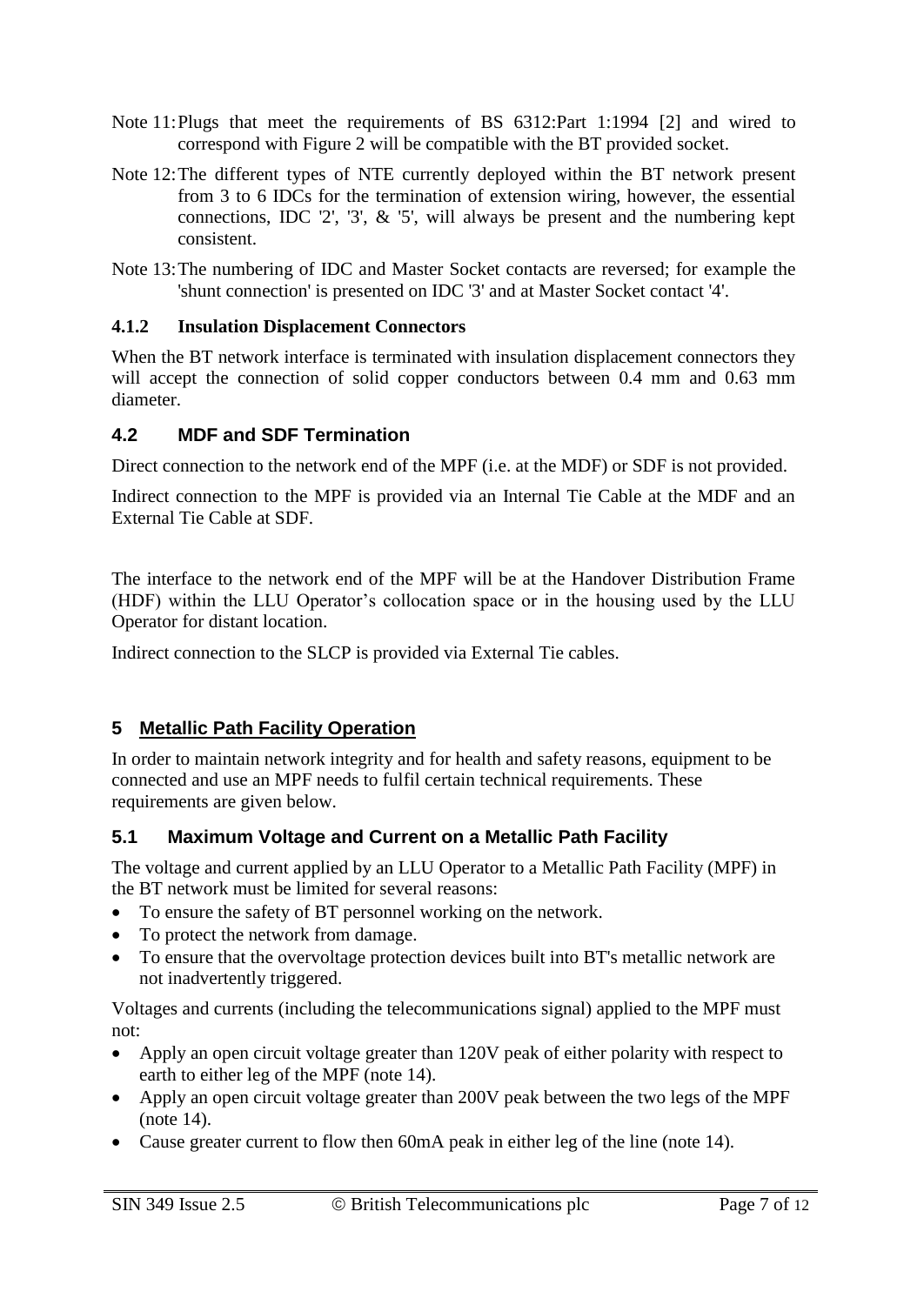Note 11: Plugs that meet the requirements of BS 6312:Part 1:1994 [2] and wired to correspond with Figure 2 will be compatible with the BT provided socket.

Note 12: The different types of NTE currently deployed within the BT network present from 3 to 6 IDCs for the termination of extension wiring, however, the essential connections, IDC '2', '3', & '5', will always be present and the numbering kept consistent.

Note 13: The numbering of IDC and Master Socket contacts are reversed; for example the 'shunt connection' is presented on IDC '3' and at Master Socket contact '4'.

### 4.1.2 Insulation Displacement Connectors

When the BT network interface is terminated with insulation displacement connectors they will accept the connection of solid copper conductors between 0.4 mm and 0.63 mm diameter.

## 4.2 MDF and SDF Termination

Direct connection to the network end of the MPF (i.e. at the MDF) or SDF is not provided.

Indirect connection to the MPF is provided via an Internal Tie Cable at the MDF and an External Tie Cable at SDF.

The interface to the network end of the MPF will be at the Handover Distribution Frame (HDF) within the LLU Operator's collocation space or in the housing used by the LLU Operator for distant location.

Indirect connection to the SLCP is provided via External Tie cables.

# 5 Metallic Path Facility Operation

In order to maintain network integrity and for health and safety reasons, equipment to be connected and use an MPF needs to fulfil certain technical requirements. These requirements are given below.

## 5.1 Maximum Voltage and Current on a Metallic Path Facility

The voltage and current applied by an LLU Operator to a Metallic Path Facility (MPF) in the BT network must be limited for several reasons:

- To ensure the safety of BT personnel working on the network.
- To protect the network from damage.
- To ensure that the overvoltage protection devices built into BT's metallic network are not inadvertently triggered.

Voltages and currents (including the telecommunications signal) applied to the MPF must not:

- Apply an open circuit voltage greater than 120V peak of either polarity with respect to earth to either leg of the MPF (note 14).
- Apply an open circuit voltage greater than 200V peak between the two legs of the MPF (note 14).
- Cause greater current to flow then 60mA peak in either leg of the line (note 14).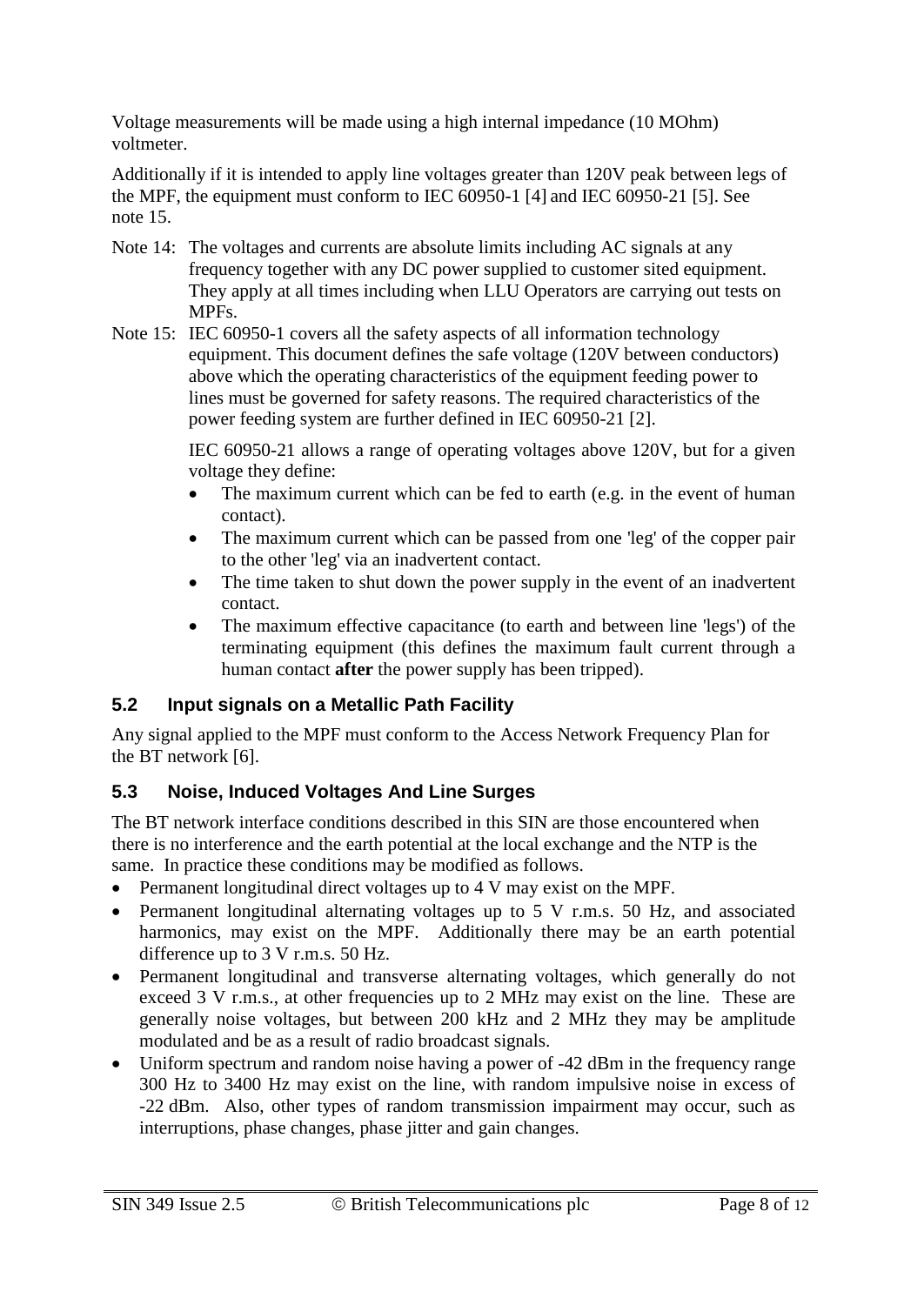Voltage measurements will be made using a high internal impedance (10 MOhm) voltmeter.

Additionally if it is intended to apply line voltages greater than 120V peak between legs of the MPF, the equipment must conform to IEC 60950-1 [4] and IEC 60950-21 [5]. See note 15.

Note 14: The voltages and currents are absolute limits including AC signals at any frequency together with any DC power supplied to customer sited equipment. They apply at all times including when LLU Operators are carrying out tests on MPFs.

Note 15: IEC 60950-1 covers all the safety aspects of all information technology equipment. This document defines the safe voltage (120V between conductors) above which the operating characteristics of the equipment feeding power to lines must be governed for safety reasons. The required characteristics of the power feeding system are further defined in IEC 60950-21 [2].

IEC 60950-21 allows a range of operating voltages above 120V, but for a given voltage they define:

- The maximum current which can be fed to earth (e.g. in the event of human contact).
- The maximum current which can be passed from one 'leg' of the copper pair to the other 'leg' via an inadvertent contact.
- The time taken to shut down the power supply in the event of an inadvertent contact.
- The maximum effective capacitance (to earth and between line 'legs') of the terminating equipment (this defines the maximum fault current through a human contact **after** the power supply has been tripped).

## 5.2 Input signals on a Metallic Path Facility

Any signal applied to the MPF must conform to the Access Network Frequency Plan for the BT network [6].

## 5.3 Noise, Induced Voltages And Line Surges

The BT network interface conditions described in this SIN are those encountered when there is no interference and the earth potential at the local exchange and the NTP is the same. In practice these conditions may be modified as follows.

- Permanent longitudinal direct voltages up to 4 V may exist on the MPF.
- Permanent longitudinal alternating voltages up to 5 V r.m.s. 50 Hz, and associated harmonics, may exist on the MPF. Additionally there may be an earth potential difference up to 3 V r.m.s. 50 Hz.
- Permanent longitudinal and transverse alternating voltages, which generally do not exceed 3 V r.m.s., at other frequencies up to 2 MHz may exist on the line. These are generally noise voltages, but between 200 kHz and 2 MHz they may be amplitude modulated and be as a result of radio broadcast signals.
- Uniform spectrum and random noise having a power of -42 dBm in the frequency range 300 Hz to 3400 Hz may exist on the line, with random impulsive noise in excess of -22 dBm. Also, other types of random transmission impairment may occur, such as interruptions, phase changes, phase jitter and gain changes.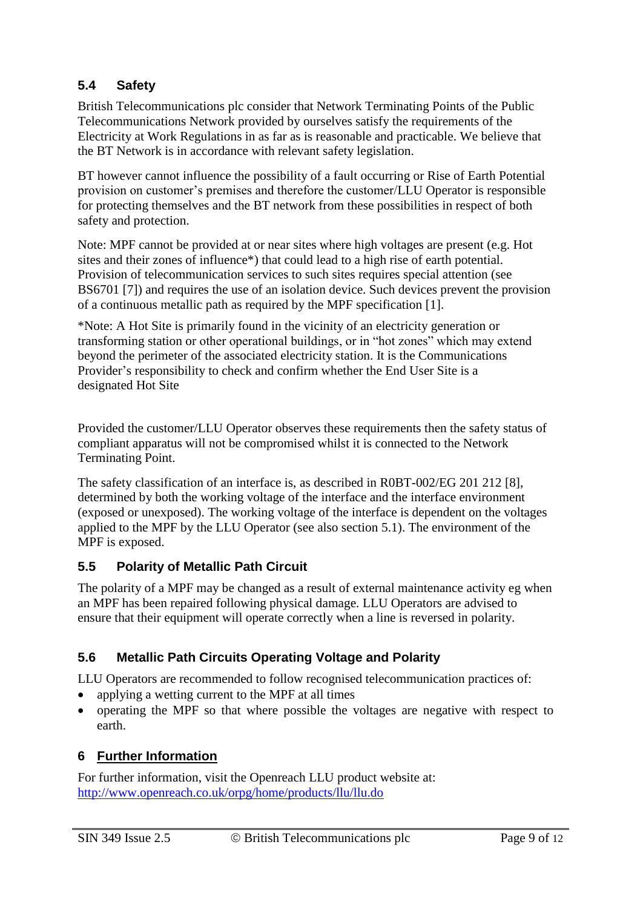### 5.4 Safety

British Telecommunications plc consider that Network Terminating Points of the Public Telecommunications Network provided by ourselves satisfy the requirements of the Electricity at Work Regulations in as far as is reasonable and practicable. We believe that the BT Network is in accordance with relevant safety legislation.

BT however cannot influence the possibility of a fault occurring or Rise of Earth Potential provision on customer's premises and therefore the customer/LLU Operator is responsible for protecting themselves and the BT network from these possibilities in respect of both safety and protection.

Note: MPF cannot be provided at or near sites where high voltages are present (e.g. Hot sites and their zones of influence*) that could lead to a high rise of earth potential. Provision of telecommunication services to such sites requires special attention (see BS6701 [7]) and requires the use of an isolation device. Such devices prevent the provision of a continuous metallic path as required by the MPF specification [1].

*Note: A Hot Site is primarily found in the vicinity of an electricity generation or transforming station or other operational buildings, or in "hot zones" which may extend beyond the perimeter of the associated electricity station. It is the Communications Provider's responsibility to check and confirm whether the End User Site is a designated Hot Site

Provided the customer/LLU Operator observes these requirements then the safety status of compliant apparatus will not be compromised whilst it is connected to the Network Terminating Point.

The safety classification of an interface is, as described in R0BT-002/EG 201 212 [8], determined by both the working voltage of the interface and the interface environment (exposed or unexposed). The working voltage of the interface is dependent on the voltages applied to the MPF by the LLU Operator (see also section 5.1). The environment of the MPF is exposed.

### 5.5 Polarity of Metallic Path Circuit

The polarity of a MPF may be changed as a result of external maintenance activity eg when an MPF has been repaired following physical damage. LLU Operators are advised to ensure that their equipment will operate correctly when a line is reversed in polarity.

### 5.6 Metallic Path Circuits Operating Voltage and Polarity

LLU Operators are recommended to follow recognised telecommunication practices of:

- applying a wetting current to the MPF at all times
- operating the MPF so that where possible the voltages are negative with respect to earth.

## 6 Further Information

For further information, visit the Openreach LLU product website at:
http://www.openreach.co.uk/orpg/home/products/llu/llu.do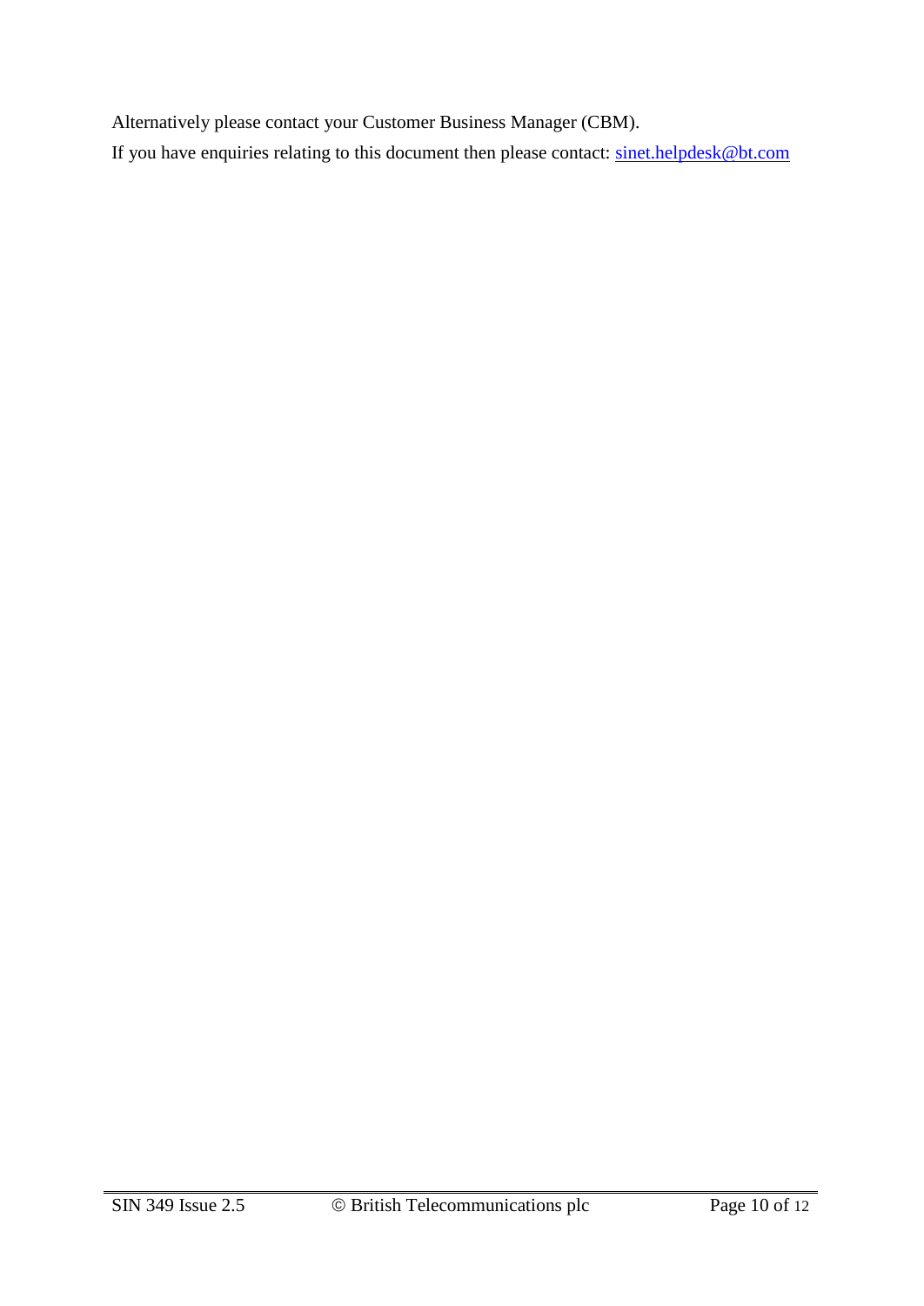Alternatively please contact your Customer Business Manager (CBM).

If you have enquiries relating to this document then please contact: sinet.helpdesk@bt.com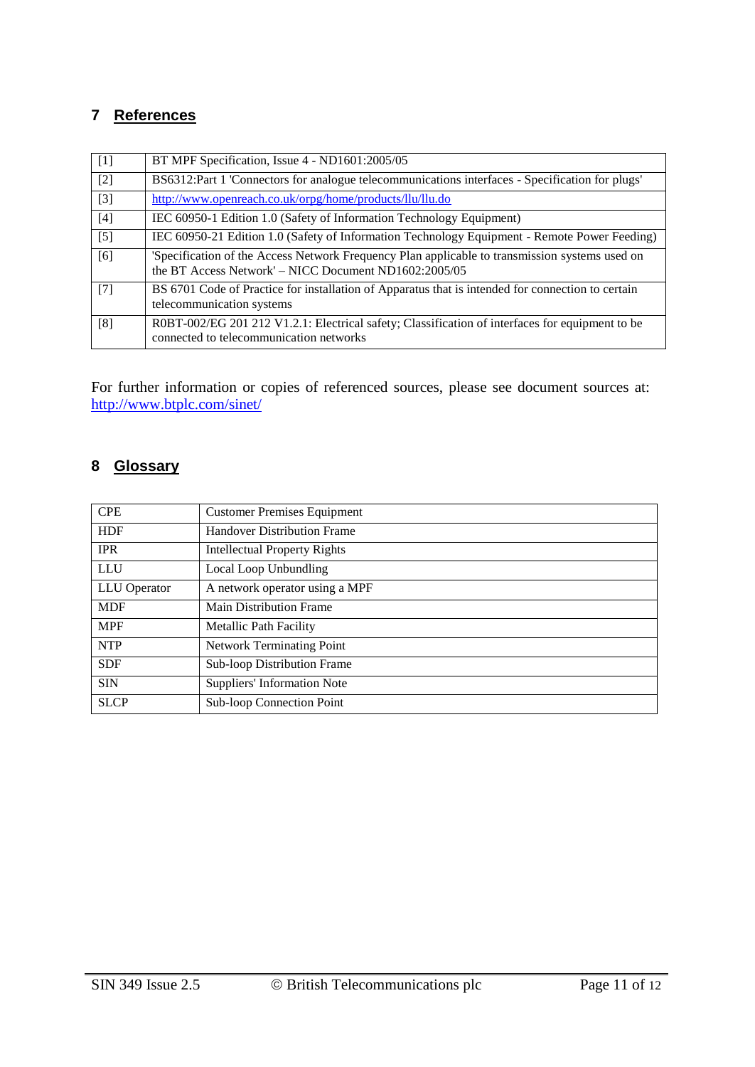## 7 References

| | |
|---|---|
| [1] | BT MPF Specification, Issue 4 - ND1601:2005/05 |
| [2] | BS6312:Part 1 'Connectors for analogue telecommunications interfaces - Specification for plugs' |
| [3] | http://www.openreach.co.uk/orpg/home/products/llu/llu.do |
| [4] | IEC 60950-1 Edition 1.0 (Safety of Information Technology Equipment) |
| [5] | IEC 60950-21 Edition 1.0 (Safety of Information Technology Equipment - Remote Power Feeding) |
| [6] | 'Specification of the Access Network Frequency Plan applicable to transmission systems used on the BT Access Network' – NICC Document ND1602:2005/05 |
| [7] | BS 6701 Code of Practice for installation of Apparatus that is intended for connection to certain telecommunication systems |
| [8] | R0BT-002/EG 201 212 V1.2.1: Electrical safety; Classification of interfaces for equipment to be connected to telecommunication networks |

For further information or copies of referenced sources, please see document sources at: http://www.btplc.com/sinet/

## 8 Glossary

| | |
|---|---|
| CPE | Customer Premises Equipment |
| HDF | Handover Distribution Frame |
| IPR | Intellectual Property Rights |
| LLU | Local Loop Unbundling |
| LLU Operator | A network operator using a MPF |
| MDF | Main Distribution Frame |
| MPF | Metallic Path Facility |
| NTP | Network Terminating Point |
| SDF | Sub-loop Distribution Frame |
| SIN | Suppliers' Information Note |
| SLCP | Sub-loop Connection Point |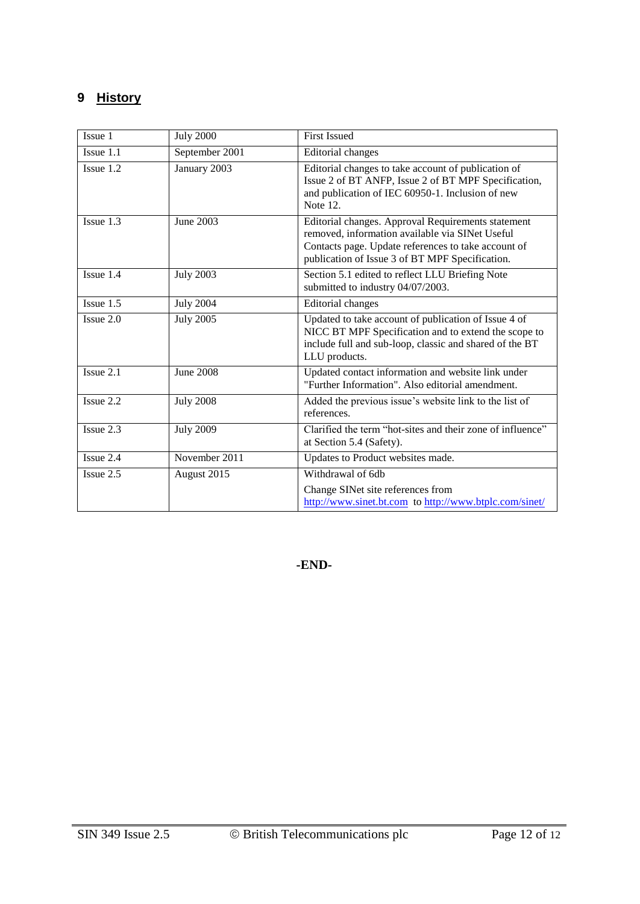## 9 History

| | | |
|---|---|---|
| Issue 1 | July 2000 | First Issued |
| Issue 1.1 | September 2001 | Editorial changes |
| Issue 1.2 | January 2003 | Editorial changes to take account of publication of Issue 2 of BT ANFP, Issue 2 of BT MPF Specification, and publication of IEC 60950-1. Inclusion of new Note 12. |
| Issue 1.3 | June 2003 | Editorial changes. Approval Requirements statement removed, information available via SINet Useful Contacts page. Update references to take account of publication of Issue 3 of BT MPF Specification. |
| Issue 1.4 | July 2003 | Section 5.1 edited to reflect LLU Briefing Note submitted to industry 04/07/2003. |
| Issue 1.5 | July 2004 | Editorial changes |
| Issue 2.0 | July 2005 | Updated to take account of publication of Issue 4 of NICC BT MPF Specification and to extend the scope to include full and sub-loop, classic and shared of the BT LLU products. |
| Issue 2.1 | June 2008 | Updated contact information and website link under "Further Information". Also editorial amendment. |
| Issue 2.2 | July 2008 | Added the previous issue's website link to the list of references. |
| Issue 2.3 | July 2009 | Clarified the term "hot-sites and their zone of influence" at Section 5.4 (Safety). |
| Issue 2.4 | November 2011 | Updates to Product websites made. |
| Issue 2.5 | August 2015 | Withdrawal of 6db<br>Change SINet site references from http://www.sinet.bt.com to http://www.btplc.com/sinet/ |

**-END-**